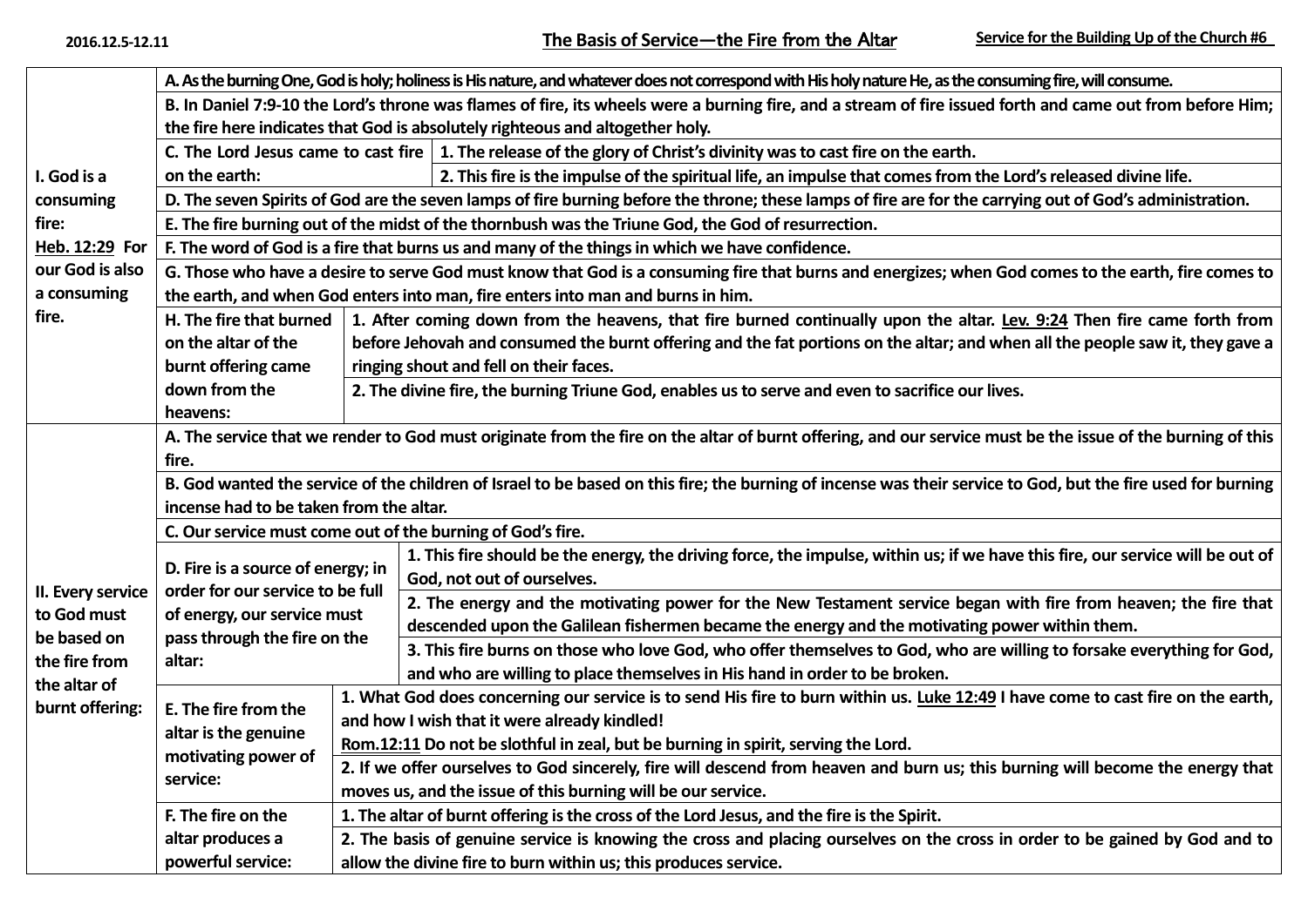2016.12.5-12.11

# The Basis of Service—the Fire from the Altar

**Service for the Building Up of the Church #6**

| | | |
|---|---|---|
| **I. God is a consuming fire: Heb. 12:29 For our God is also a consuming fire.** | **A. As the burning One, God is holy; holiness is His nature, and whatever does not correspond with His holy nature He, as the consuming fire, will consume.** | |
| | **B. In Daniel 7:9-10 the Lord's throne was flames of fire, its wheels were a burning fire, and a stream of fire issued forth and came out from before Him; the fire here indicates that God is absolutely righteous and altogether holy.** | |
| | **C. The Lord Jesus came to cast fire on the earth:** | **1. The release of the glory of Christ's divinity was to cast fire on the earth.** |
| | | **2. This fire is the impulse of the spiritual life, an impulse that comes from the Lord's released divine life.** |
| | **D. The seven Spirits of God are the seven lamps of fire burning before the throne; these lamps of fire are for the carrying out of God's administration.** | |
| | **E. The fire burning out of the midst of the thornbush was the Triune God, the God of resurrection.** | |
| | **F. The word of God is a fire that burns us and many of the things in which we have confidence.** | |
| | **G. Those who have a desire to serve God must know that God is a consuming fire that burns and energizes; when God comes to the earth, fire comes to the earth, and when God enters into man, fire enters into man and burns in him.** | |
| | **H. The fire that burned on the altar of the burnt offering came down from the heavens:** | **1. After coming down from the heavens, that fire burned continually upon the altar. Lev. 9:24 Then fire came forth from before Jehovah and consumed the burnt offering and the fat portions on the altar; and when all the people saw it, they gave a ringing shout and fell on their faces.** |
| | | **2. The divine fire, the burning Triune God, enables us to serve and even to sacrifice our lives.** |
| **II. Every service to God must be based on the fire from the altar of burnt offering:** | **A. The service that we render to God must originate from the fire on the altar of burnt offering, and our service must be the issue of the burning of this fire.** | |
| | **B. God wanted the service of the children of Israel to be based on this fire; the burning of incense was their service to God, but the fire used for burning incense had to be taken from the altar.** | |
| | **C. Our service must come out of the burning of God's fire.** | |
| | **D. Fire is a source of energy; in order for our service to be full of energy, our service must pass through the fire on the altar:** | **1. This fire should be the energy, the driving force, the impulse, within us; if we have this fire, our service will be out of God, not out of ourselves.** |
| | | **2. The energy and the motivating power for the New Testament service began with fire from heaven; the fire that descended upon the Galilean fishermen became the energy and the motivating power within them.** |
| | | **3. This fire burns on those who love God, who offer themselves to God, who are willing to forsake everything for God, and who are willing to place themselves in His hand in order to be broken.** |
| | **E. The fire from the altar is the genuine motivating power of service:** | **1. What God does concerning our service is to send His fire to burn within us. Luke 12:49 I have come to cast fire on the earth, and how I wish that it were already kindled! Rom.12:11 Do not be slothful in zeal, but be burning in spirit, serving the Lord.** |
| | | **2. If we offer ourselves to God sincerely, fire will descend from heaven and burn us; this burning will become the energy that moves us, and the issue of this burning will be our service.** |
| | **F. The fire on the altar produces a powerful service:** | **1. The altar of burnt offering is the cross of the Lord Jesus, and the fire is the Spirit.** |
| | | **2. The basis of genuine service is knowing the cross and placing ourselves on the cross in order to be gained by God and to allow the divine fire to burn within us; this produces service.** |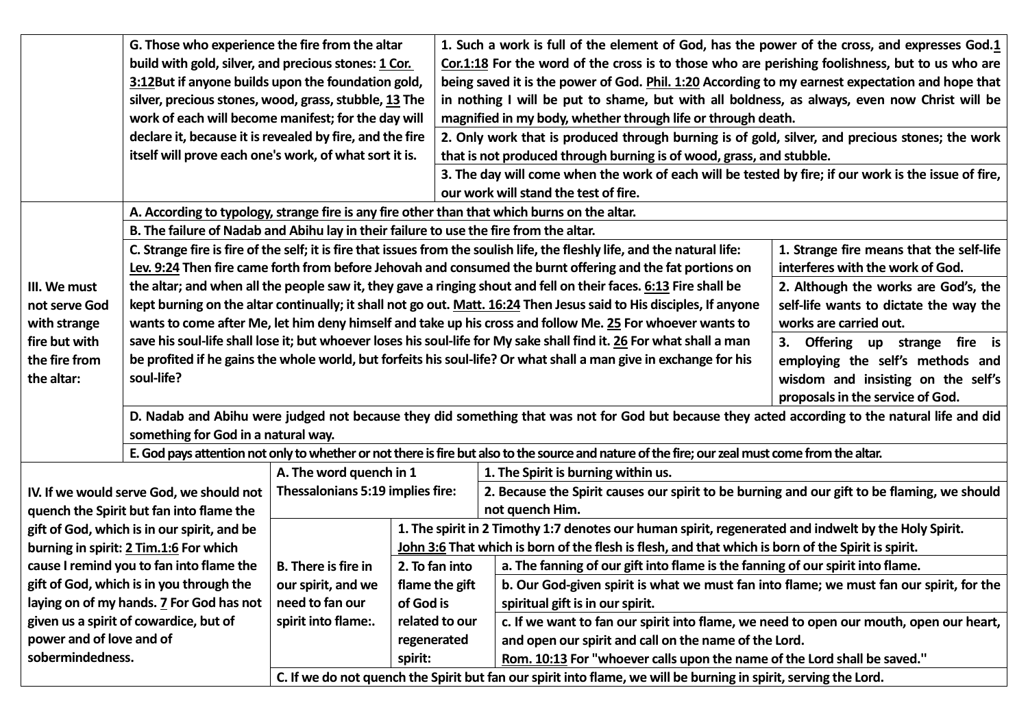| | | | | |
|---|---|---|---|---|
| | G. Those who experience the fire from the altar build with gold, silver, and precious stones: 1 Cor. 3:12But if anyone builds upon the foundation gold, silver, precious stones, wood, grass, stubble, 13 The work of each will become manifest; for the day will declare it, because it is revealed by fire, and the fire itself will prove each one's work, of what sort it is. | 1. Such a work is full of the element of God, has the power of the cross, and expresses God.1 Cor.1:18 For the word of the cross is to those who are perishing foolishness, but to us who are being saved it is the power of God. Phil. 1:20 According to my earnest expectation and hope that in nothing I will be put to shame, but with all boldness, as always, even now Christ will be magnified in my body, whether through life or through death. | | |
| | | 2. Only work that is produced through burning is of gold, silver, and precious stones; the work that is not produced through burning is of wood, grass, and stubble. | | |
| | | 3. The day will come when the work of each will be tested by fire; if our work is the issue of fire, our work will stand the test of fire. | | |
| III. We must not serve God with strange fire but with the fire from the altar: | A. According to typology, strange fire is any fire other than that which burns on the altar. | | | |
| | B. The failure of Nadab and Abihu lay in their failure to use the fire from the altar. | | | |
| | C. Strange fire is fire of the self; it is fire that issues from the soulish life, the fleshly life, and the natural life: Lev. 9:24 Then fire came forth from before Jehovah and consumed the burnt offering and the fat portions on the altar; and when all the people saw it, they gave a ringing shout and fell on their faces. 6:13 Fire shall be kept burning on the altar continually; it shall not go out. Matt. 16:24 Then Jesus said to His disciples, If anyone wants to come after Me, let him deny himself and take up his cross and follow Me. 25 For whoever wants to save his soul-life shall lose it; but whoever loses his soul-life for My sake shall find it. 26 For what shall a man be profited if he gains the whole world, but forfeits his soul-life? Or what shall a man give in exchange for his soul-life? | 1. Strange fire means that the self-life interferes with the work of God. | | |
| | | 2. Although the works are God's, the self-life wants to dictate the way the works are carried out. | | |
| | | 3. Offering up strange fire is employing the self's methods and wisdom and insisting on the self's proposals in the service of God. | | |
| | D. Nadab and Abihu were judged not because they did something that was not for God but because they acted according to the natural life and did something for God in a natural way. | | | |
| | E. God pays attention not only to whether or not there is fire but also to the source and nature of the fire; our zeal must come from the altar. | | | |
| IV. If we would serve God, we should not quench the Spirit but fan into flame the gift of God, which is in our spirit, and be burning in spirit: 2 Tim.1:6 For which cause I remind you to fan into flame the gift of God, which is in you through the laying on of my hands. 7 For God has not given us a spirit of cowardice, but of power and of love and of sobermindedness. | A. The word quench in 1 Thessalonians 5:19 implies fire: | 1. The Spirit is burning within us. | | |
| | | 2. Because the Spirit causes our spirit to be burning and our gift to be flaming, we should not quench Him. | | |
| | B. There is fire in our spirit, and we need to fan our spirit into flame:. | 1. The spirit in 2 Timothy 1:7 denotes our human spirit, regenerated and indwelt by the Holy Spirit. John 3:6 That which is born of the flesh is flesh, and that which is born of the Spirit is spirit. | | |
| | | 2. To fan into flame the gift of God is related to our regenerated spirit: | a. The fanning of our gift into flame is the fanning of our spirit into flame. | |
| | | | b. Our God-given spirit is what we must fan into flame; we must fan our spirit, for the spiritual gift is in our spirit. | |
| | | | c. If we want to fan our spirit into flame, we need to open our mouth, open our heart, and open our spirit and call on the name of the Lord. Rom. 10:13 For "whoever calls upon the name of the Lord shall be saved." | |
| | C. If we do not quench the Spirit but fan our spirit into flame, we will be burning in spirit, serving the Lord. | | | |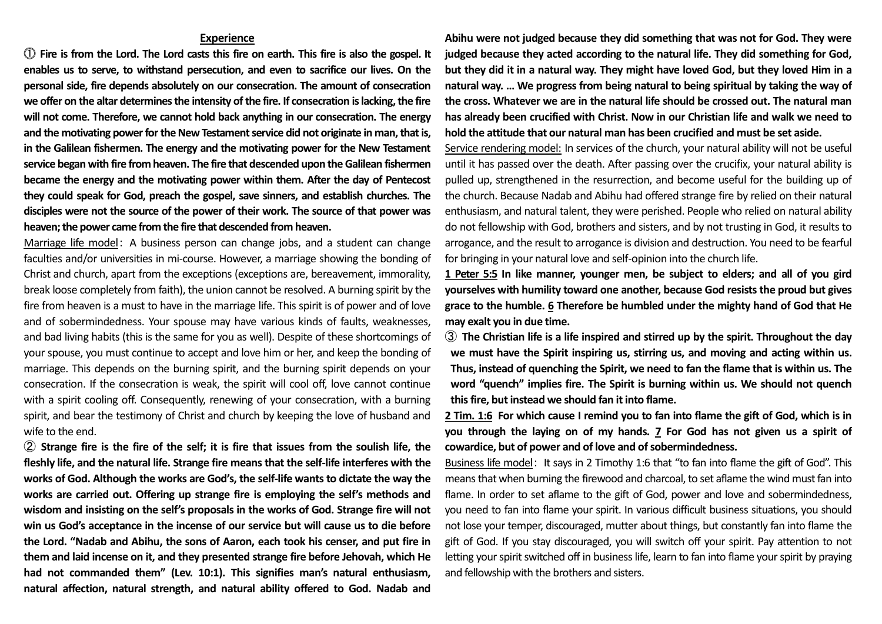## Experience

① **Fire is from the Lord. The Lord casts this fire on earth. This fire is also the gospel. It enables us to serve, to withstand persecution, and even to sacrifice our lives. On the personal side, fire depends absolutely on our consecration. The amount of consecration we offer on the altar determines the intensity of the fire. If consecration is lacking, the fire will not come. Therefore, we cannot hold back anything in our consecration. The energy and the motivating power for the New Testament service did not originate in man, that is, in the Galilean fishermen. The energy and the motivating power for the New Testament service began with fire from heaven. The fire that descended upon the Galilean fishermen became the energy and the motivating power within them. After the day of Pentecost they could speak for God, preach the gospel, save sinners, and establish churches. The disciples were not the source of the power of their work. The source of that power was heaven; the power came from the fire that descended from heaven.**

<u>Marriage life model</u>: A business person can change jobs, and a student can change faculties and/or universities in mi-course. However, a marriage showing the bonding of Christ and church, apart from the exceptions (exceptions are, bereavement, immorality, break loose completely from faith), the union cannot be resolved. A burning spirit by the fire from heaven is a must to have in the marriage life. This spirit is of power and of love and of sobermindedness. Your spouse may have various kinds of faults, weaknesses, and bad living habits (this is the same for you as well). Despite of these shortcomings of your spouse, you must continue to accept and love him or her, and keep the bonding of marriage. This depends on the burning spirit, and the burning spirit depends on your consecration. If the consecration is weak, the spirit will cool off, love cannot continue with a spirit cooling off. Consequently, renewing of your consecration, with a burning spirit, and bear the testimony of Christ and church by keeping the love of husband and wife to the end.

② **Strange fire is the fire of the self; it is fire that issues from the soulish life, the fleshly life, and the natural life. Strange fire means that the self-life interferes with the works of God. Although the works are God's, the self-life wants to dictate the way the works are carried out. Offering up strange fire is employing the self's methods and wisdom and insisting on the self's proposals in the works of God. Strange fire will not win us God's acceptance in the incense of our service but will cause us to die before the Lord. "Nadab and Abihu, the sons of Aaron, each took his censer, and put fire in them and laid incense on it, and they presented strange fire before Jehovah, which He had not commanded them" (Lev. 10:1). This signifies man's natural enthusiasm, natural affection, natural strength, and natural ability offered to God. Nadab and Abihu were not judged because they did something that was not for God. They were judged because they acted according to the natural life. They did something for God, but they did it in a natural way. They might have loved God, but they loved Him in a natural way. … We progress from being natural to being spiritual by taking the way of the cross. Whatever we are in the natural life should be crossed out. The natural man has already been crucified with Christ. Now in our Christian life and walk we need to hold the attitude that our natural man has been crucified and must be set aside.**

<u>Service rendering model:</u> In services of the church, your natural ability will not be useful until it has passed over the death. After passing over the crucifix, your natural ability is pulled up, strengthened in the resurrection, and become useful for the building up of the church. Because Nadab and Abihu had offered strange fire by relied on their natural enthusiasm, and natural talent, they were perished. People who relied on natural ability do not fellowship with God, brothers and sisters, and by not trusting in God, it results to arrogance, and the result to arrogance is division and destruction. You need to be fearful for bringing in your natural love and self-opinion into the church life.

**<u>1 Peter 5:5</u> In like manner, younger men, be subject to elders; and all of you gird yourselves with humility toward one another, because God resists the proud but gives grace to the humble. <u>6</u> Therefore be humbled under the mighty hand of God that He may exalt you in due time.**

③ **The Christian life is a life inspired and stirred up by the spirit. Throughout the day we must have the Spirit inspiring us, stirring us, and moving and acting within us. Thus, instead of quenching the Spirit, we need to fan the flame that is within us. The word "quench" implies fire. The Spirit is burning within us. We should not quench this fire, but instead we should fan it into flame.**

**<u>2 Tim. 1:6</u> For which cause I remind you to fan into flame the gift of God, which is in you through the laying on of my hands. <u>7</u> For God has not given us a spirit of cowardice, but of power and of love and of sobermindedness.**

<u>Business life model</u>: It says in 2 Timothy 1:6 that "to fan into flame the gift of God". This means that when burning the firewood and charcoal, to set aflame the wind must fan into flame. In order to set aflame to the gift of God, power and love and sobermindedness, you need to fan into flame your spirit. In various difficult business situations, you should not lose your temper, discouraged, mutter about things, but constantly fan into flame the gift of God. If you stay discouraged, you will switch off your spirit. Pay attention to not letting your spirit switched off in business life, learn to fan into flame your spirit by praying and fellowship with the brothers and sisters.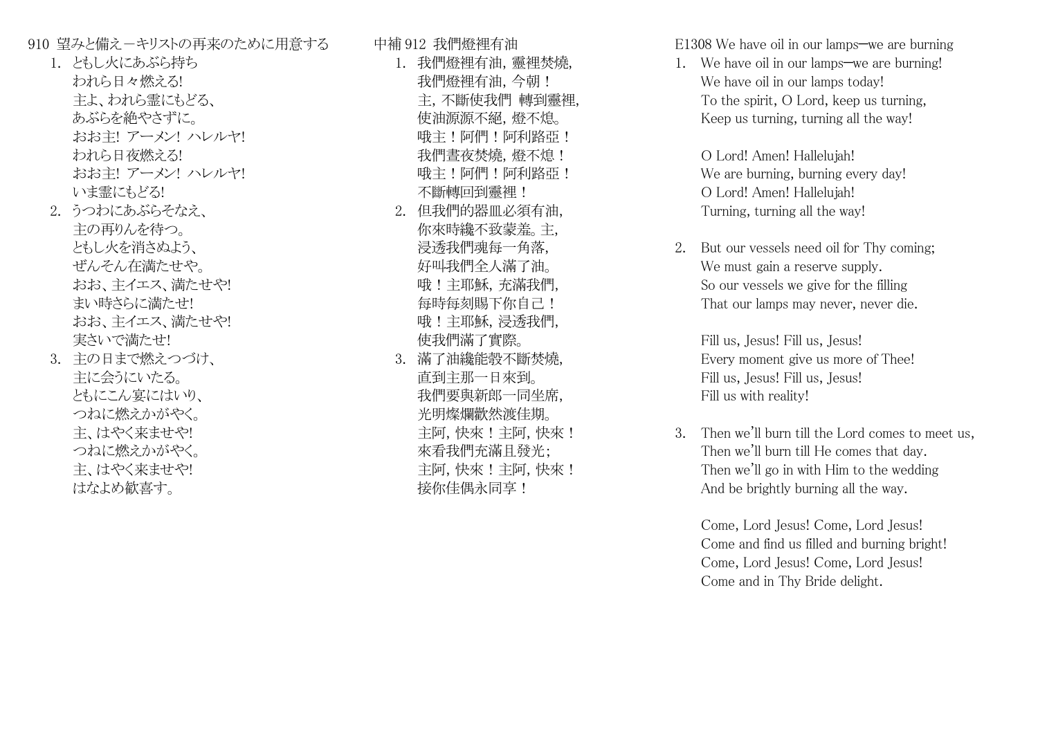## 910 望みと備え－キリストの再来のために用意する

1. ともし火にあぶら持ち
   われら日々燃える!
   主よ、われら霊にもどる、
   あぶらを絶やさずに。
   おお主! アーメン! ハレルヤ!
   われら日夜燃える!
   おお主! アーメン! ハレルヤ!
   いま霊にもどる!
2. うつわにあぶらそなえ、
   主の再りんを待つ。
   ともし火を消さぬよう、
   ぜんそん在満たせや。
   おお、主イエス、満たせや!
   まい時さらに満たせ!
   おお、主イエス、満たせや!
   実さいで満たせ!
3. 主の日まで燃えつづけ、
   主に会うにいたる。
   ともにこん宴にはいり、
   つねに燃えかがやく。
   主、はやく来ませや!
   つねに燃えかがやく。
   主、はやく来ませや!
   はなよめ歓喜す。

## 中補 912 我們燈裡有油

1. 我們燈裡有油，靈裡焚燒，
   我們燈裡有油，今朝！
   主，不斷使我們 轉到靈裡，
   使油源源不絕，燈不熄。
   哦主！阿們！阿利路亞！
   我們晝夜焚燒，燈不熄！
   哦主！阿們！阿利路亞！
   不斷轉回到靈裡！
2. 但我們的器皿必須有油，
   你來時纔不致蒙羞。主，
   浸透我們魂每一角落，
   好叫我們全人滿了油。
   哦！主耶穌，充滿我們，
   每時每刻賜下你自己！
   哦！主耶穌，浸透我們，
   使我們滿了實際。
3. 滿了油纔能彀不斷焚燒，
   直到主那一日來到。
   我們要與新郎一同坐席，
   光明燦爛歡然渡佳期。
   主阿，快來！主阿，快來！
   來看我們充滿且發光；
   主阿，快來！主阿，快來！
   接你佳偶永同享！

## E1308 We have oil in our lamps—we are burning

1. We have oil in our lamps—we are burning!
   We have oil in our lamps today!
   To the spirit, O Lord, keep us turning,
   Keep us turning, turning all the way!

   O Lord! Amen! Hallelujah!
   We are burning, burning every day!
   O Lord! Amen! Hallelujah!
   Turning, turning all the way!

2. But our vessels need oil for Thy coming;
   We must gain a reserve supply.
   So our vessels we give for the filling
   That our lamps may never, never die.

   Fill us, Jesus! Fill us, Jesus!
   Every moment give us more of Thee!
   Fill us, Jesus! Fill us, Jesus!
   Fill us with reality!

3. Then we'll burn till the Lord comes to meet us,
   Then we'll burn till He comes that day.
   Then we'll go in with Him to the wedding
   And be brightly burning all the way.

   Come, Lord Jesus! Come, Lord Jesus!
   Come and find us filled and burning bright!
   Come, Lord Jesus! Come, Lord Jesus!
   Come and in Thy Bride delight.